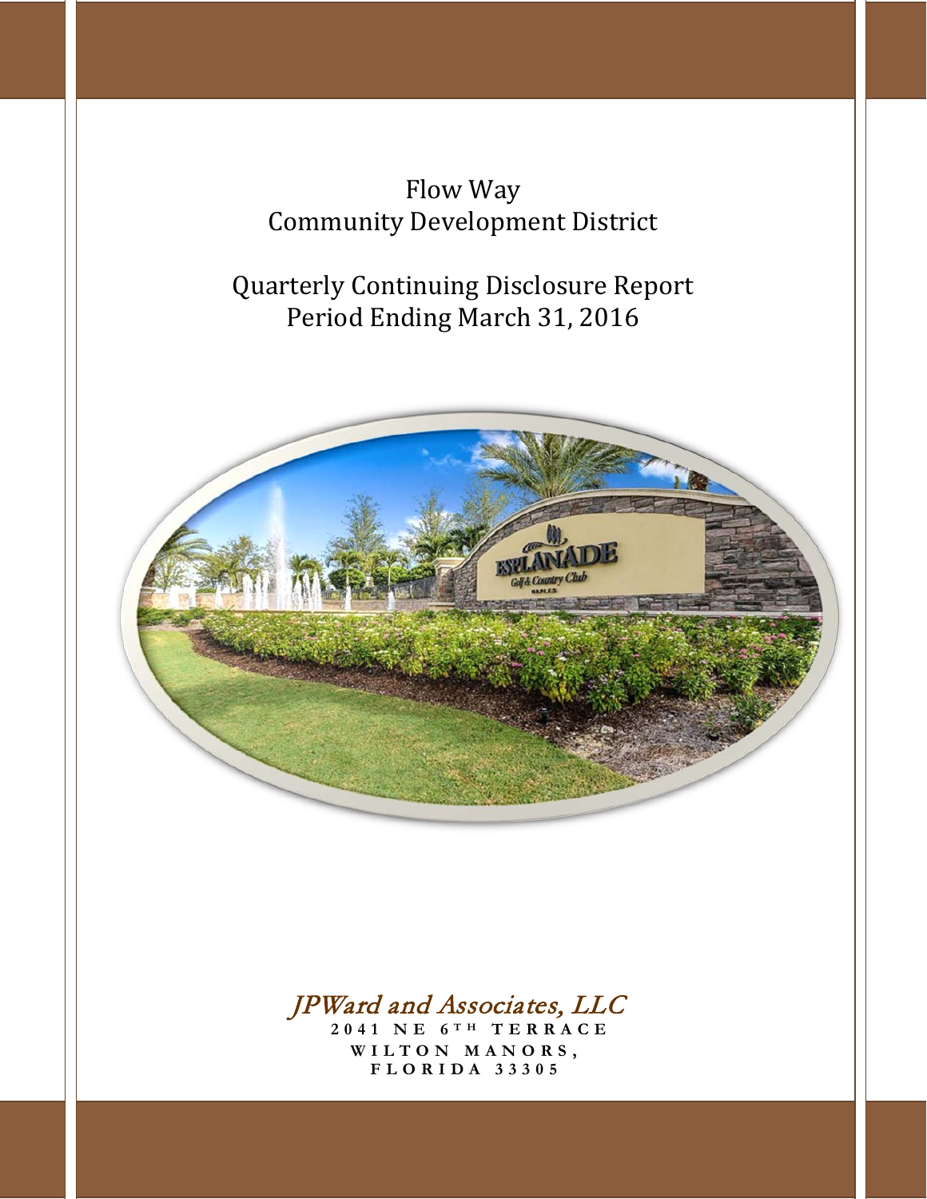# Flow Way Community Development District

## Quarterly Continuing Disclosure Report Period Ending March 31, 2016

*JPWard and Associates, LLC*

2041 NE 6TH TERRACE
WILTON MANORS, FLORIDA 33305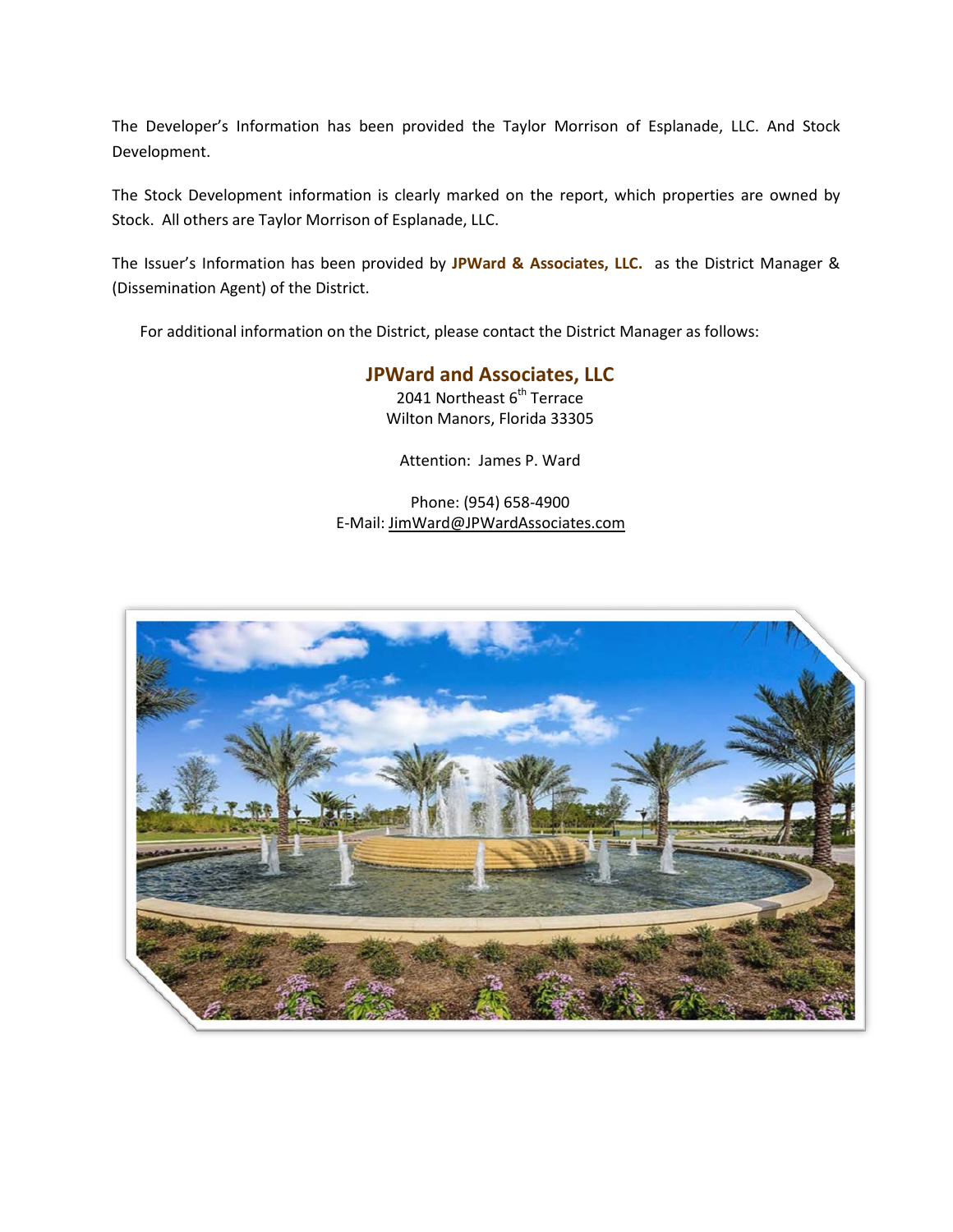The Developer's Information has been provided the Taylor Morrison of Esplanade, LLC. And Stock Development.

The Stock Development information is clearly marked on the report, which properties are owned by Stock. All others are Taylor Morrison of Esplanade, LLC.

The Issuer's Information has been provided by **JPWard & Associates, LLC.** as the District Manager & (Dissemination Agent) of the District.

For additional information on the District, please contact the District Manager as follows:

**JPWard and Associates, LLC**
2041 Northeast 6th Terrace
Wilton Manors, Florida 33305

Attention: James P. Ward

Phone: (954) 658-4900
E-Mail: JimWard@JPWardAssociates.com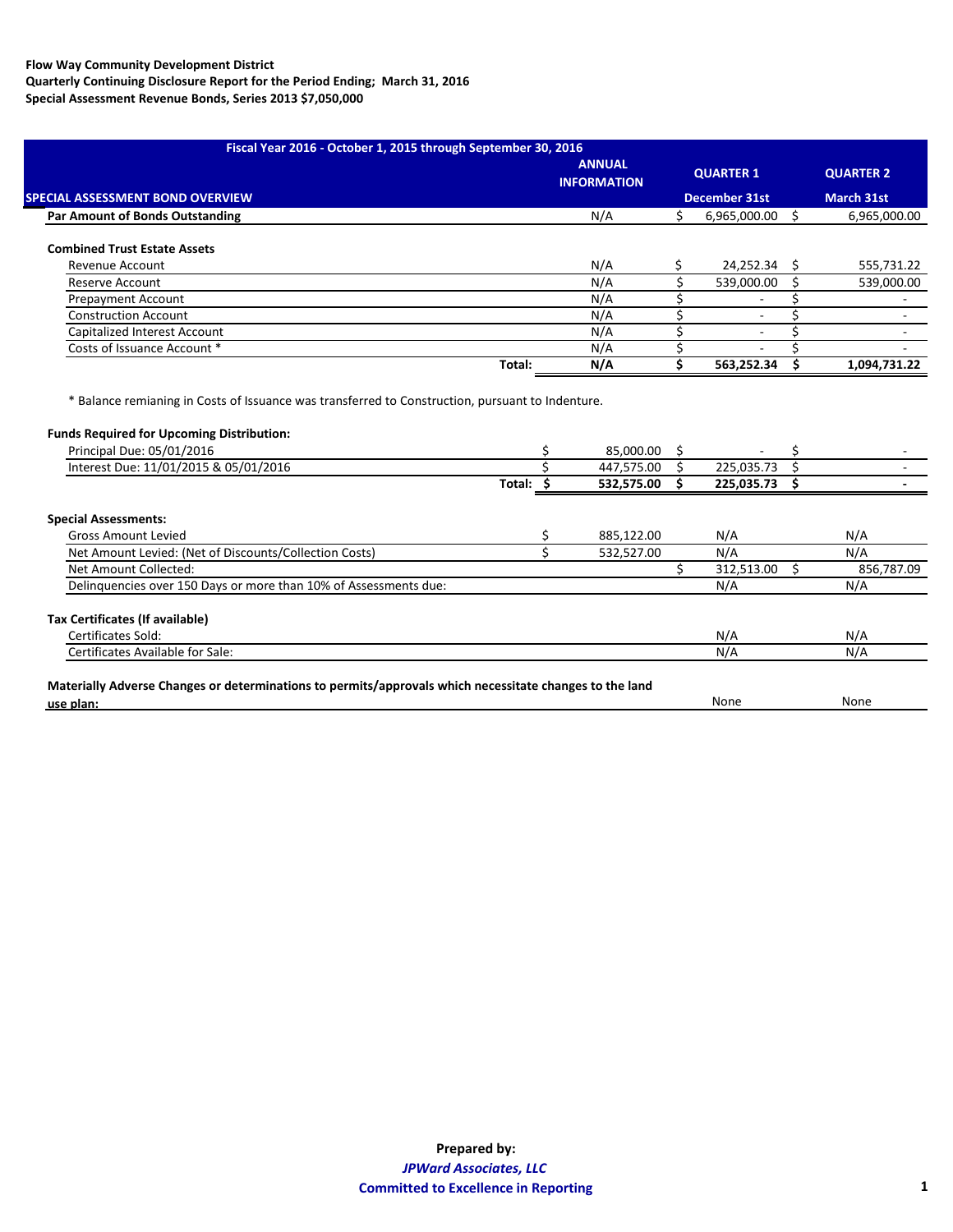**Flow Way Community Development District**
**Quarterly Continuing Disclosure Report for the Period Ending; March 31, 2016**
**Special Assessment Revenue Bonds, Series 2013 $7,050,000**

| Fiscal Year 2016 - October 1, 2015 through September 30, 2016 | | | |
|---|---|---|---|
| **SPECIAL ASSESSMENT BOND OVERVIEW** | **ANNUAL INFORMATION** | **QUARTER 1** December 31st | **QUARTER 2** March 31st |
| **Par Amount of Bonds Outstanding** | N/A | $ 6,965,000.00 | $ 6,965,000.00 |
| | | | |
| **Combined Trust Estate Assets** | | | |
| Revenue Account | N/A | $ 24,252.34 | $ 555,731.22 |
| Reserve Account | N/A | $ 539,000.00 | $ 539,000.00 |
| Prepayment Account | N/A | $ - | $ - |
| Construction Account | N/A | $ - | $ - |
| Capitalized Interest Account | N/A | $ - | $ - |
| Costs of Issuance Account * | N/A | $ - | $ - |
| **Total:** | **N/A** | **$ 563,252.34** | **$ 1,094,731.22** |

\* Balance remianing in Costs of Issuance was transferred to Construction, pursuant to Indenture.

| **Funds Required for Upcoming Distribution:** | | | |
|---|---|---|---|
| Principal Due: 05/01/2016 | $ 85,000.00 | $ - | $ - |
| Interest Due: 11/01/2015 & 05/01/2016 | $ 447,575.00 | $ 225,035.73 | $ - |
| **Total:** | **$ 532,575.00** | **$ 225,035.73** | **$ -** |
| | | | |
| **Special Assessments:** | | | |
| Gross Amount Levied | $ 885,122.00 | N/A | N/A |
| Net Amount Levied: (Net of Discounts/Collection Costs) | $ 532,527.00 | N/A | N/A |
| Net Amount Collected: | | $ 312,513.00 | $ 856,787.09 |
| Delinquencies over 150 Days or more than 10% of Assessments due: | | N/A | N/A |
| | | | |
| **Tax Certificates (If available)** | | | |
| Certificates Sold: | | N/A | N/A |
| Certificates Available for Sale: | | N/A | N/A |
| | | | |
| **Materially Adverse Changes or determinations to permits/approvals which necessitate changes to the land use plan:** | | None | None |

**Prepared by:**
***JPWard Associates, LLC***
**Committed to Excellence in Reporting**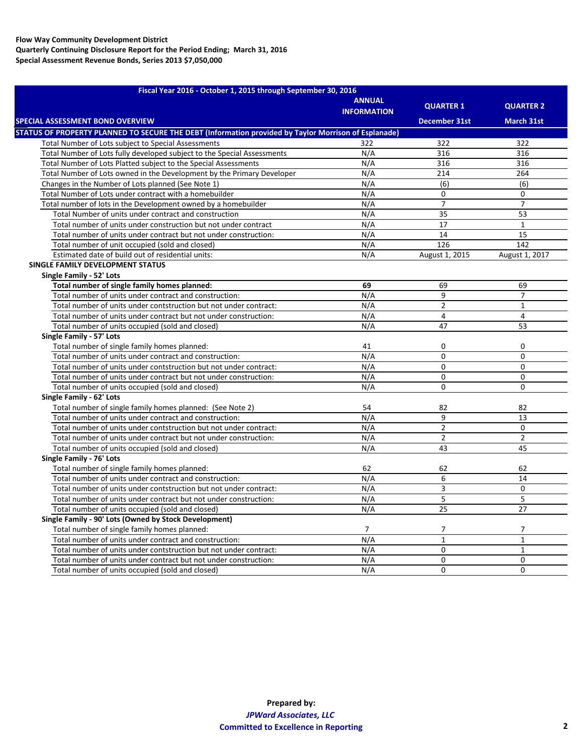**Flow Way Community Development District**
**Quarterly Continuing Disclosure Report for the Period Ending; March 31, 2016**
**Special Assessment Revenue Bonds, Series 2013 $7,050,000**

| Fiscal Year 2016 - October 1, 2015 through September 30, 2016 | | | |
|---|---|---|---|
| | **ANNUAL INFORMATION** | **QUARTER 1** | **QUARTER 2** |
| **SPECIAL ASSESSMENT BOND OVERVIEW** | | **December 31st** | **March 31st** |
| **STATUS OF PROPERTY PLANNED TO SECURE THE DEBT (Information provided by Taylor Morrison of Esplanade)** | | | |
| Total Number of Lots subject to Special Assessments | 322 | 322 | 322 |
| Total Number of Lots fully developed subject to the Special Assessments | N/A | 316 | 316 |
| Total Number of Lots Platted subject to the Special Assessments | N/A | 316 | 316 |
| Total Number of Lots owned in the Development by the Primary Developer | N/A | 214 | 264 |
| Changes in the Number of Lots planned (See Note 1) | N/A | (6) | (6) |
| Total Number of Lots under contract with a homebuilder | N/A | 0 | 0 |
| Total number of lots in the Development owned by a homebuilder | N/A | 7 | 7 |
| Total Number of units under contract and construction | N/A | 35 | 53 |
| Total number of units under construction but not under contract | N/A | 17 | 1 |
| Total number of units under contract but not under construction: | N/A | 14 | 15 |
| Total number of unit occupied (sold and closed) | N/A | 126 | 142 |
| Estimated date of build out of residential units: | N/A | August 1, 2015 | August 1, 2017 |
| **SINGLE FAMILY DEVELOPMENT STATUS** | | | |
| **Single Family - 52' Lots** | | | |
| **Total number of single family homes planned:** | **69** | 69 | 69 |
| Total number of units under contract and construction: | N/A | 9 | 7 |
| Total number of units under contstruction but not under contract: | N/A | 2 | 1 |
| Total number of units under contract but not under construction: | N/A | 4 | 4 |
| Total number of units occupied (sold and closed) | N/A | 47 | 53 |
| **Single Family - 57' Lots** | | | |
| Total number of single family homes planned: | 41 | 0 | 0 |
| Total number of units under contract and construction: | N/A | 0 | 0 |
| Total number of units under contstruction but not under contract: | N/A | 0 | 0 |
| Total number of units under contract but not under construction: | N/A | 0 | 0 |
| Total number of units occupied (sold and closed) | N/A | 0 | 0 |
| **Single Family - 62' Lots** | | | |
| Total number of single family homes planned: (See Note 2) | 54 | 82 | 82 |
| Total number of units under contract and construction: | N/A | 9 | 13 |
| Total number of units under contstruction but not under contract: | N/A | 2 | 0 |
| Total number of units under contract but not under construction: | N/A | 2 | 2 |
| Total number of units occupied (sold and closed) | N/A | 43 | 45 |
| **Single Family - 76' Lots** | | | |
| Total number of single family homes planned: | 62 | 62 | 62 |
| Total number of units under contract and construction: | N/A | 6 | 14 |
| Total number of units under contstruction but not under contract: | N/A | 3 | 0 |
| Total number of units under contract but not under construction: | N/A | 5 | 5 |
| Total number of units occupied (sold and closed) | N/A | 25 | 27 |
| **Single Family - 90' Lots (Owned by Stock Development)** | | | |
| Total number of single family homes planned: | 7 | 7 | 7 |
| Total number of units under contract and construction: | N/A | 1 | 1 |
| Total number of units under contstruction but not under contract: | N/A | 0 | 1 |
| Total number of units under contract but not under construction: | N/A | 0 | 0 |
| Total number of units occupied (sold and closed) | N/A | 0 | 0 |

**Prepared by:**
***JPWard Associates, LLC***
**Committed to Excellence in Reporting**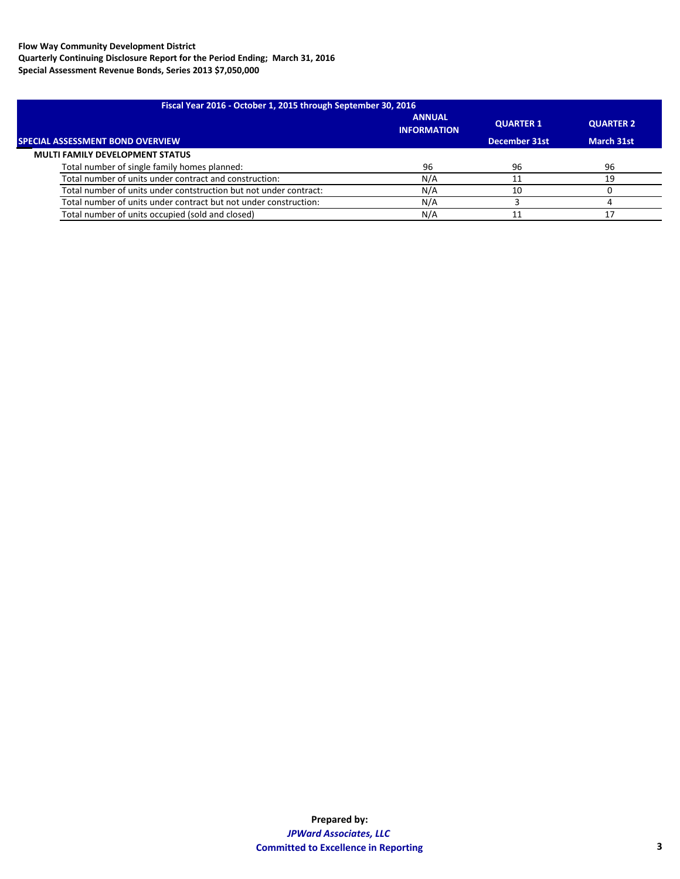**Flow Way Community Development District**
**Quarterly Continuing Disclosure Report for the Period Ending; March 31, 2016**
**Special Assessment Revenue Bonds, Series 2013 $7,050,000**

| Fiscal Year 2016 - October 1, 2015 through September 30, 2016 | | | |
|---|---|---|---|
| **SPECIAL ASSESSMENT BOND OVERVIEW** | **ANNUAL INFORMATION** | **QUARTER 1** December 31st | **QUARTER 2** March 31st |
| **MULTI FAMILY DEVELOPMENT STATUS** | | | |
| Total number of single family homes planned: | 96 | 96 | 96 |
| Total number of units under contract and construction: | N/A | 11 | 19 |
| Total number of units under contstruction but not under contract: | N/A | 10 | 0 |
| Total number of units under contract but not under construction: | N/A | 3 | 4 |
| Total number of units occupied (sold and closed) | N/A | 11 | 17 |

**Prepared by:**
***JPWard Associates, LLC***
**Committed to Excellence in Reporting**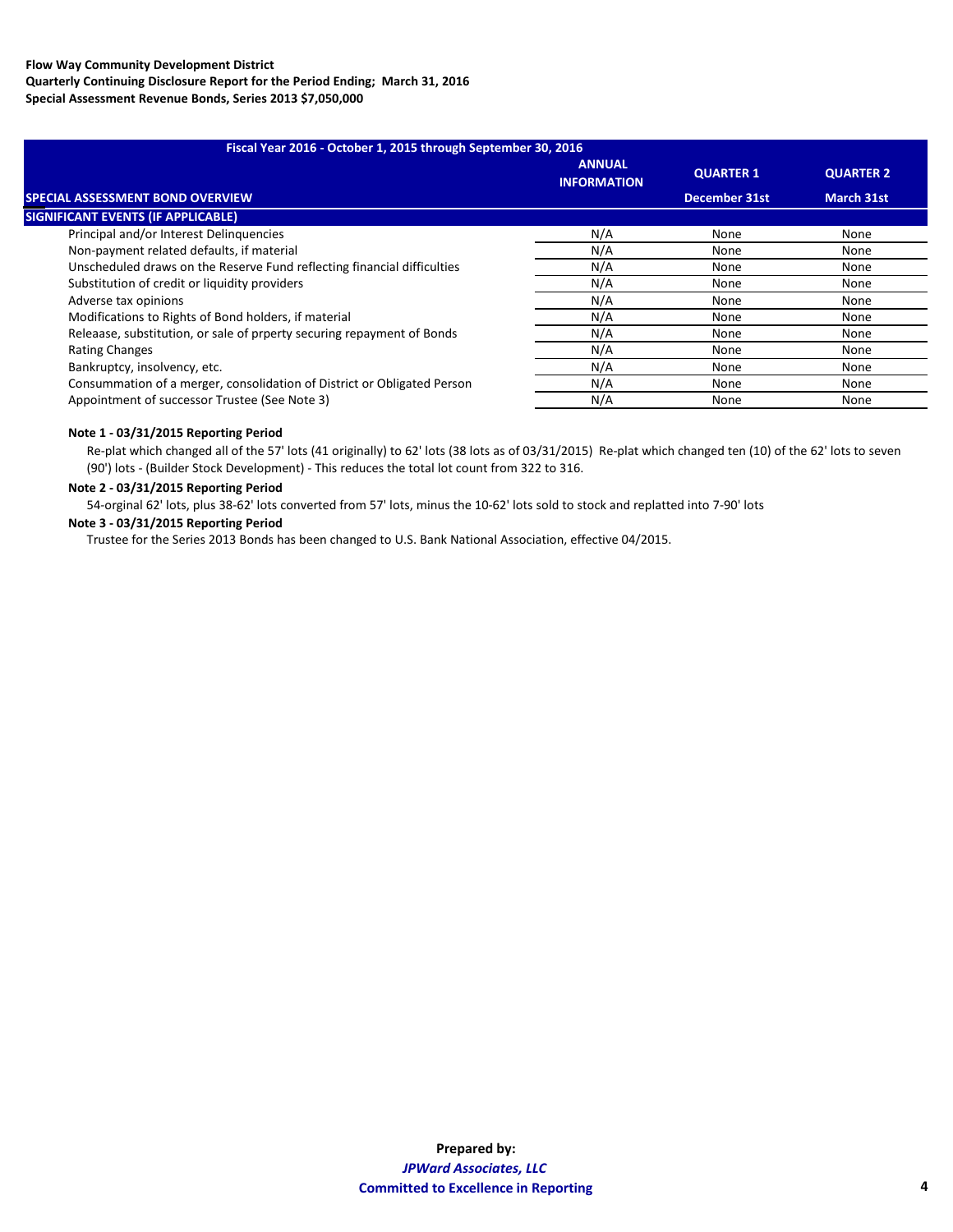**Flow Way Community Development District**
**Quarterly Continuing Disclosure Report for the Period Ending; March 31, 2016**
**Special Assessment Revenue Bonds, Series 2013 $7,050,000**

| Fiscal Year 2016 - October 1, 2015 through September 30, 2016 | | | |
|---|---|---|---|
| | **ANNUAL INFORMATION** | **QUARTER 1** | **QUARTER 2** |
| **SPECIAL ASSESSMENT BOND OVERVIEW** | | **December 31st** | **March 31st** |
| **SIGNIFICANT EVENTS (IF APPLICABLE)** | | | |
| Principal and/or Interest Delinquencies | N/A | None | None |
| Non-payment related defaults, if material | N/A | None | None |
| Unscheduled draws on the Reserve Fund reflecting financial difficulties | N/A | None | None |
| Substitution of credit or liquidity providers | N/A | None | None |
| Adverse tax opinions | N/A | None | None |
| Modifications to Rights of Bond holders, if material | N/A | None | None |
| Releaase, substitution, or sale of prperty securing repayment of Bonds | N/A | None | None |
| Rating Changes | N/A | None | None |
| Bankruptcy, insolvency, etc. | N/A | None | None |
| Consummation of a merger, consolidation of District or Obligated Person | N/A | None | None |
| Appointment of successor Trustee (See Note 3) | N/A | None | None |

**Note 1 - 03/31/2015 Reporting Period**

Re-plat which changed all of the 57' lots (41 originally) to 62' lots (38 lots as of 03/31/2015) Re-plat which changed ten (10) of the 62' lots to seven (90') lots - (Builder Stock Development) - This reduces the total lot count from 322 to 316.

**Note 2 - 03/31/2015 Reporting Period**

54-orginal 62' lots, plus 38-62' lots converted from 57' lots, minus the 10-62' lots sold to stock and replatted into 7-90' lots

**Note 3 - 03/31/2015 Reporting Period**

Trustee for the Series 2013 Bonds has been changed to U.S. Bank National Association, effective 04/2015.

**Prepared by:**
***JPWard Associates, LLC***
**Committed to Excellence in Reporting**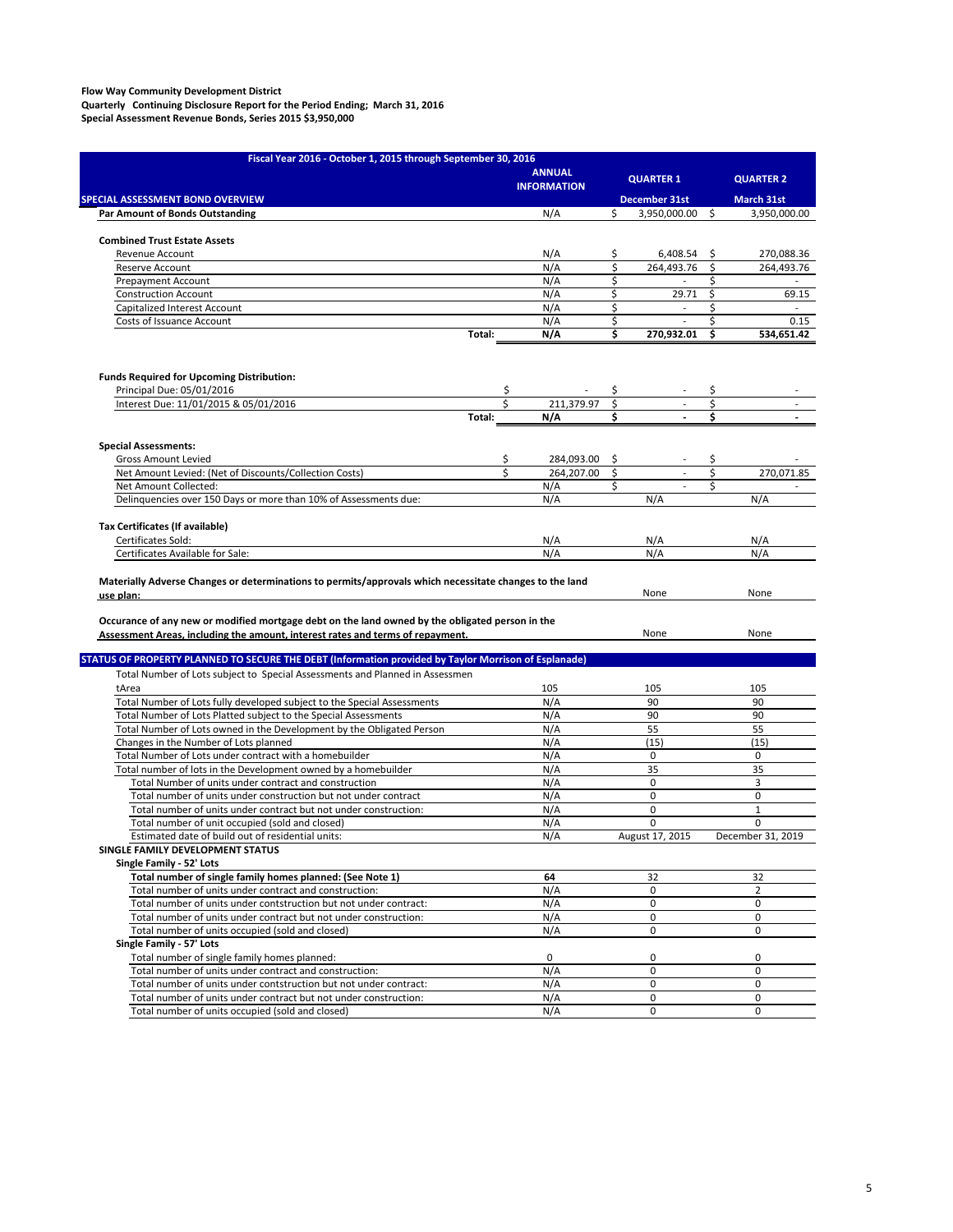**Flow Way Community Development District**
**Quarterly Continuing Disclosure Report for the Period Ending; March 31, 2016**
**Special Assessment Revenue Bonds, Series 2015 $3,950,000**

| Fiscal Year 2016 - October 1, 2015 through September 30, 2016 | ANNUAL INFORMATION | QUARTER 1 | QUARTER 2 |
|---|---|---|---|
| **SPECIAL ASSESSMENT BOND OVERVIEW** | | **December 31st** | **March 31st** |
| **Par Amount of Bonds Outstanding** | N/A | $ 3,950,000.00 | $ 3,950,000.00 |
| | | | |
| **Combined Trust Estate Assets** | | | |
| Revenue Account | N/A | $ 6,408.54 | $ 270,088.36 |
| Reserve Account | N/A | $ 264,493.76 | $ 264,493.76 |
| Prepayment Account | N/A | $ - | $ - |
| Construction Account | N/A | $ 29.71 | $ 69.15 |
| Capitalized Interest Account | N/A | $ - | $ - |
| Costs of Issuance Account | N/A | $ - | $ 0.15 |
| **Total:** | **N/A** | **$ 270,932.01** | **$ 534,651.42** |
| | | | |
| **Funds Required for Upcoming Distribution:** | | | |
| Principal Due: 05/01/2016 | $ - | $ - | $ - |
| Interest Due: 11/01/2015 & 05/01/2016 | $ 211,379.97 | $ - | $ - |
| **Total:** | **N/A** | **$ -** | **$ -** |
| | | | |
| **Special Assessments:** | | | |
| Gross Amount Levied | $ 284,093.00 | $ - | $ - |
| Net Amount Levied: (Net of Discounts/Collection Costs) | $ 264,207.00 | $ - | $ 270,071.85 |
| Net Amount Collected: | N/A | $ - | $ - |
| Delinquencies over 150 Days or more than 10% of Assessments due: | N/A | N/A | N/A |
| | | | |
| **Tax Certificates (If available)** | | | |
| Certificates Sold: | N/A | N/A | N/A |
| Certificates Available for Sale: | N/A | N/A | N/A |
| | | | |
| **Materially Adverse Changes or determinations to permits/approvals which necessitate changes to the land use plan:** | | None | None |
| | | | |
| **Occurance of any new or modified mortgage debt on the land owned by the obligated person in the Assessment Areas, including the amount, interest rates and terms of repayment.** | | None | None |
| **STATUS OF PROPERTY PLANNED TO SECURE THE DEBT (Information provided by Taylor Morrison of Esplanade)** | | | |
| Total Number of Lots subject to Special Assessments and Planned in Assessmen tArea | 105 | 105 | 105 |
| Total Number of Lots fully developed subject to the Special Assessments | N/A | 90 | 90 |
| Total Number of Lots Platted subject to the Special Assessments | N/A | 90 | 90 |
| Total Number of Lots owned in the Development by the Obligated Person | N/A | 55 | 55 |
| Changes in the Number of Lots planned | N/A | (15) | (15) |
| Total Number of Lots under contract with a homebuilder | N/A | 0 | 0 |
| Total number of lots in the Development owned by a homebuilder | N/A | 35 | 35 |
| Total Number of units under contract and construction | N/A | 0 | 3 |
| Total number of units under construction but not under contract | N/A | 0 | 0 |
| Total number of units under contract but not under construction: | N/A | 0 | 1 |
| Total number of unit occupied (sold and closed) | N/A | 0 | 0 |
| Estimated date of build out of residential units: | N/A | August 17, 2015 | December 31, 2019 |
| **SINGLE FAMILY DEVELOPMENT STATUS** | | | |
| **Single Family - 52' Lots** | | | |
| **Total number of single family homes planned: (See Note 1)** | **64** | 32 | 32 |
| Total number of units under contract and construction: | N/A | 0 | 2 |
| Total number of units under contstruction but not under contract: | N/A | 0 | 0 |
| Total number of units under contract but not under construction: | N/A | 0 | 0 |
| Total number of units occupied (sold and closed) | N/A | 0 | 0 |
| **Single Family - 57' Lots** | | | |
| Total number of single family homes planned: | 0 | 0 | 0 |
| Total number of units under contract and construction: | N/A | 0 | 0 |
| Total number of units under contstruction but not under contract: | N/A | 0 | 0 |
| Total number of units under contract but not under construction: | N/A | 0 | 0 |
| Total number of units occupied (sold and closed) | N/A | 0 | 0 |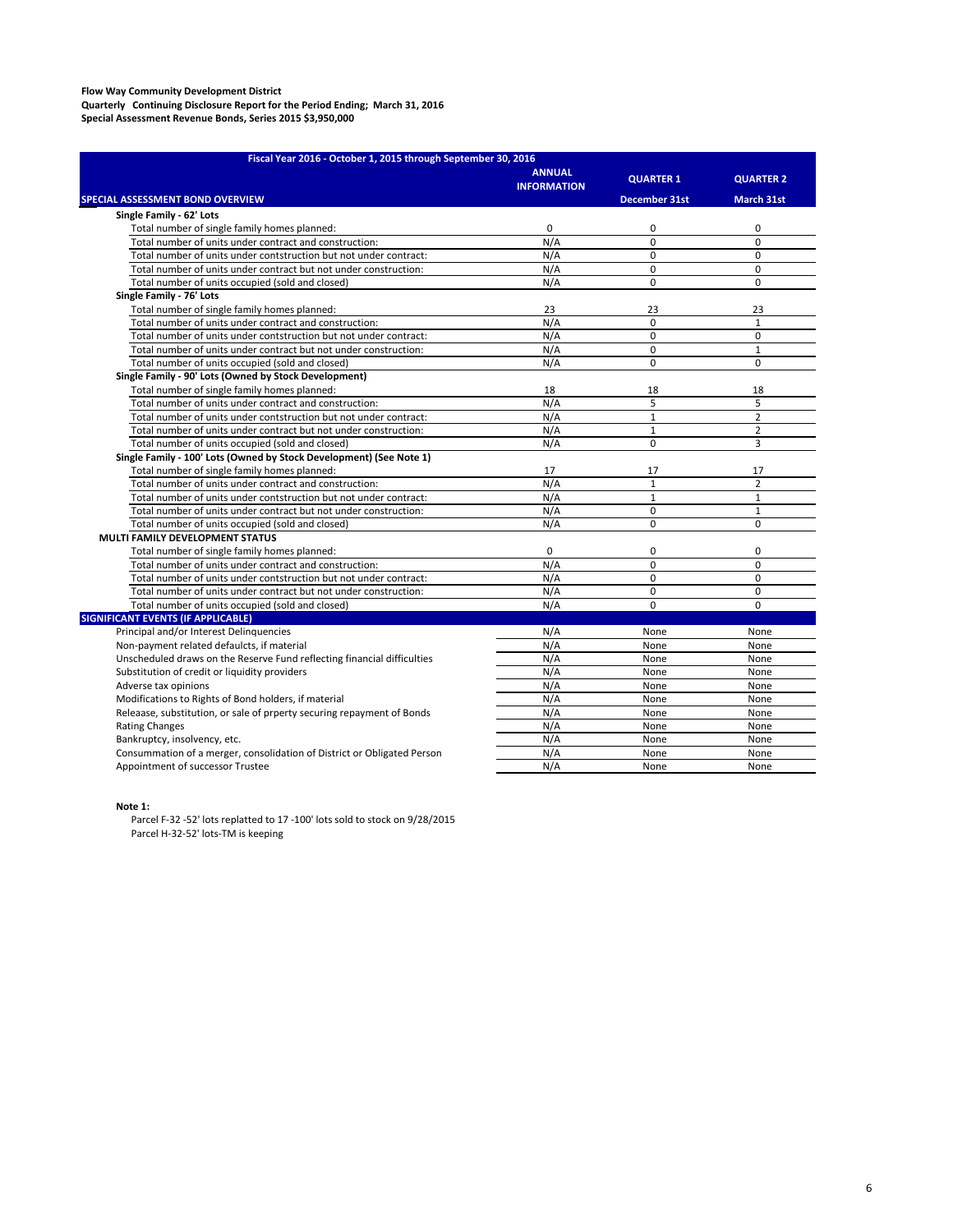**Flow Way Community Development District**
**Quarterly Continuing Disclosure Report for the Period Ending; March 31, 2016**
**Special Assessment Revenue Bonds, Series 2015 $3,950,000**

| Fiscal Year 2016 - October 1, 2015 through September 30, 2016 | | | |
|---|---|---|---|
| **SPECIAL ASSESSMENT BOND OVERVIEW** | **ANNUAL INFORMATION** | **QUARTER 1** December 31st | **QUARTER 2** March 31st |
| **Single Family - 62' Lots** | | | |
| Total number of single family homes planned: | 0 | 0 | 0 |
| Total number of units under contract and construction: | N/A | 0 | 0 |
| Total number of units under contstruction but not under contract: | N/A | 0 | 0 |
| Total number of units under contract but not under construction: | N/A | 0 | 0 |
| Total number of units occupied (sold and closed) | N/A | 0 | 0 |
| **Single Family - 76' Lots** | | | |
| Total number of single family homes planned: | 23 | 23 | 23 |
| Total number of units under contract and construction: | N/A | 0 | 1 |
| Total number of units under contstruction but not under contract: | N/A | 0 | 0 |
| Total number of units under contract but not under construction: | N/A | 0 | 1 |
| Total number of units occupied (sold and closed) | N/A | 0 | 0 |
| **Single Family - 90' Lots (Owned by Stock Development)** | | | |
| Total number of single family homes planned: | 18 | 18 | 18 |
| Total number of units under contract and construction: | N/A | 5 | 5 |
| Total number of units under contstruction but not under contract: | N/A | 1 | 2 |
| Total number of units under contract but not under construction: | N/A | 1 | 2 |
| Total number of units occupied (sold and closed) | N/A | 0 | 3 |
| **Single Family - 100' Lots (Owned by Stock Development) (See Note 1)** | | | |
| Total number of single family homes planned: | 17 | 17 | 17 |
| Total number of units under contract and construction: | N/A | 1 | 2 |
| Total number of units under contstruction but not under contract: | N/A | 1 | 1 |
| Total number of units under contract but not under construction: | N/A | 0 | 1 |
| Total number of units occupied (sold and closed) | N/A | 0 | 0 |
| **MULTI FAMILY DEVELOPMENT STATUS** | | | |
| Total number of single family homes planned: | 0 | 0 | 0 |
| Total number of units under contract and construction: | N/A | 0 | 0 |
| Total number of units under contstruction but not under contract: | N/A | 0 | 0 |
| Total number of units under contract but not under construction: | N/A | 0 | 0 |
| Total number of units occupied (sold and closed) | N/A | 0 | 0 |
| **SIGNIFICANT EVENTS (IF APPLICABLE)** | | | |
| Principal and/or Interest Delinquencies | N/A | None | None |
| Non-payment related defaulcts, if material | N/A | None | None |
| Unscheduled draws on the Reserve Fund reflecting financial difficulties | N/A | None | None |
| Substitution of credit or liquidity providers | N/A | None | None |
| Adverse tax opinions | N/A | None | None |
| Modifications to Rights of Bond holders, if material | N/A | None | None |
| Releaase, substitution, or sale of prperty securing repayment of Bonds | N/A | None | None |
| Rating Changes | N/A | None | None |
| Bankruptcy, insolvency, etc. | N/A | None | None |
| Consummation of a merger, consolidation of District or Obligated Person | N/A | None | None |
| Appointment of successor Trustee | N/A | None | None |

**Note 1:**

Parcel F-32 -52' lots replatted to 17 -100' lots sold to stock on 9/28/2015
Parcel H-32-52' lots-TM is keeping